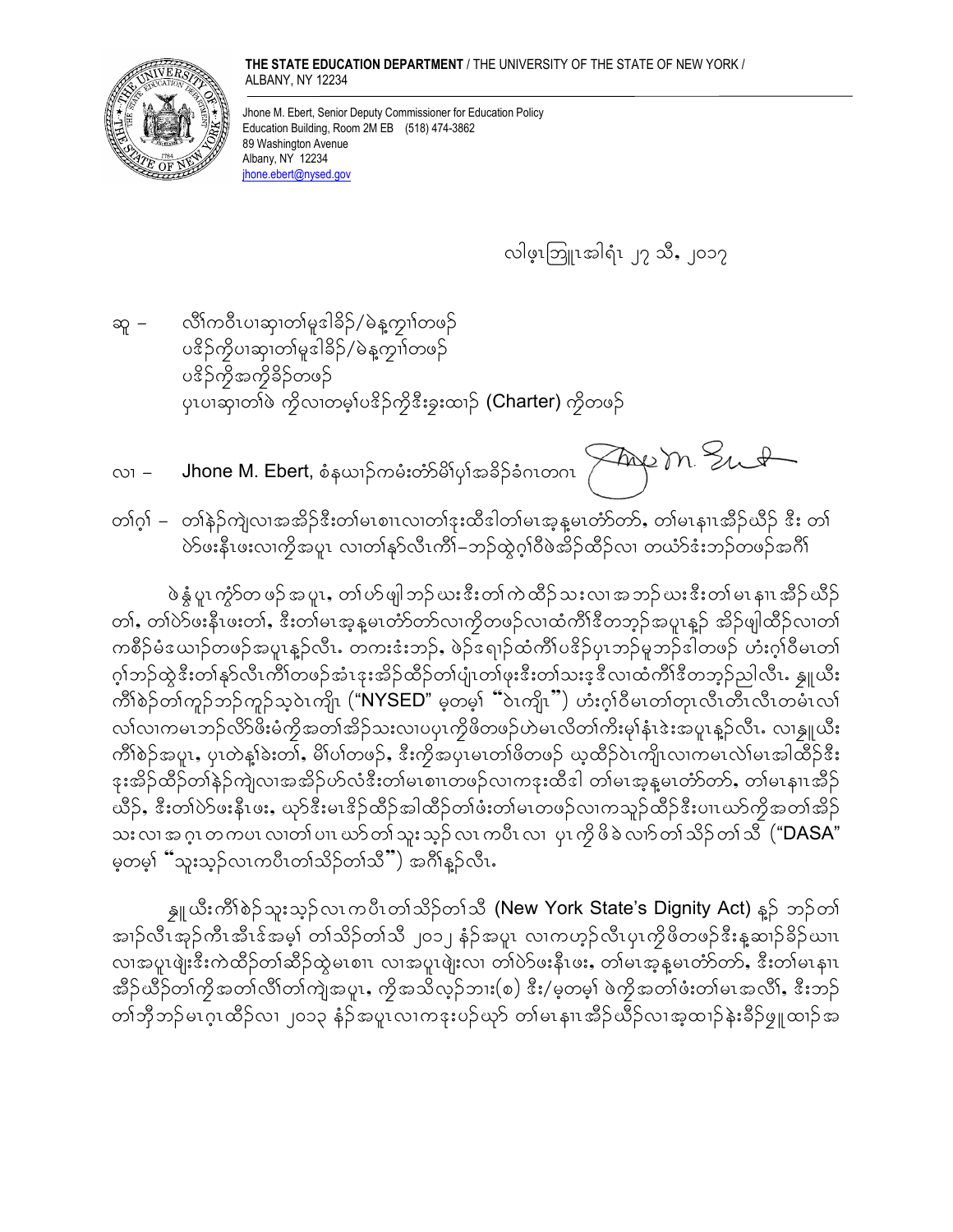**THE STATE EDUCATION DEPARTMENT** / THE UNIVERSITY OF THE STATE OF NEW YORK / ALBANY, NY 12234

Jhone M. Ebert, Senior Deputy Commissioner for Education Policy
Education Building, Room 2M EB (518) 474-3862
89 Washington Avenue
Albany, NY 12234
jhone.ebert@nysed.gov

လါဖ့ၤဘြူၤအါရံၤ ၂၇ သီ, ၂၀၁၇

ဆူ – လီၢ်ကဝီၤပၢဆှၢတၢ်မူဒါခိၣ်/မဲနဲၣ်ကျၢ်တဖၣ်
ပဒိၣ်ကိုပၢဆှၢတၢ်မူဒါခိၣ်/မဲနဲၣ်ကျၢ်တဖၣ်
ပဒိၣ်ကိုအကိုခိၣ်တဖၣ်
ပှၤပၢဆှၢတၢ်ဖဲ ကိုလၢတမ့ၢ်ပဒိၣ်ကိုဒီးခွးထၢၣ် (Charter) ကိုတဖၣ်

လၢ – **Jhone M. Ebert,** စံနယၢၣ်ကမ်းတံာ်မိၢ်ပှၢ်အခိၣ်ခံဂၤတဂၤ

တၢ်ဂ့ၢ် – တၢ်နဲၣ်ကျဲလၢအအိၣ်ဒီးတၢ်မၤစၢၤလၢတၢ်ဒုးထီဒါတၢ်မၤအ့နမၤတံာ်တာ်, တၢ်မၤနၢၤအီၣ်ယိၣ် ဒီး တၢ်ဟ်ဖးနီၤဖးလၢကိုအပူၤ လၢတၢ်နာ်လီၤကီၢ်–ဘၣ်ထွဲဂ့ၢ်ဝိဖဲအိၣ်ထိၣ်လၢ တယံာ်ဒံးဘၣ်တဖၣ်အဂီၢ်

ဖဲနွံပူၤကွံာ်တဖၣ်အပူၤ, တၢ်ဟ်ဖျါဘၣ်ဃးဒီးတၢ်ကဲထိၣ်သးလၢအဘၣ်ဃးဒီးတၢ်မၤနၢၤအီၣ်ယိၣ်တၢ်, တၢ်ဟ်ဖးနီၤဖးတၢ်, ဒီးတၢ်မၤအ့နမၤတံာ်တာ်လၢကိုတဖၣ်လၢထံကီၢ်ဒီတဘ့ၣ်အပူၤန့ၣ် အိၣ်ဖျါထိၣ်လၢတၢ်ကစီၣ်မံၤဒယၢၣ်တဖၣ်အပူၤန့ၣ်လီၤ. တကးဒံးဘၣ်, ဖဲၣ်ဒရၢၣ်ထံကီၢ်ပဒိၣ်ပှၤဘၣ်မူဘၣ်ဒါတဖၣ် ဟံးဂ့ၢ်ဝီမၤတၢ်ဂ့ၢ်ဘၣ်ထွဲဒီးတၢ်နာ်လီၤကီၢ်တဖၣ်အံၤဒုးအိၣ်ထိၣ်တၢ်ပျံၤတၢ်ဖုးဒီးတၢ်သးဒ့ဒီလၢထံကီၢ်ဒီတဘ့ၣ်ညါလီၤ. ၰူယီးကီၢ်စဲၣ်တၢ်ကူၣ်ဘၣ်ကူၣ်သ့ဝဲၤကျိၤ ("**NYSED**" မ့တမ့ၢ် "ဝဲၤကျိၤ") ဟံးဂ့ၢ်ဝီမၤတၢ်တုၤလီၤတီၤလီၤတံၢ်လၢ်လၢကမၤဘၣ်လိာ်ဖိးမံကိုအတၢ်အိၣ်သးလၢပှၤကိုဖိတဖၣ်ဟဲမၤလိတၢ်ကီးမ့ၢ်နံၤဒဲးအပူၤန့ၣ်လီၤ. လၢၰူယီးကီၢ်စဲၣ်အပူၤ, ပှၤတဲနၢ်ခဲးတၢ်, မိၢ်ပၢ်တဖၣ်, ဒီးကိုအပှၤမၤတၢ်ဖိတဖၣ် ဃ့ထိၣ်ဝဲၤကျိၤလၢကမၤလဲၢ်မၤအါထိၣ်ဒီးဒုးအိၣ်ထိၣ်တၢ်နဲၣ်ကျဲလၢအအိၣ်ဟ်လံဒီးတၢ်မၤစၢၤတဖၣ်လၢကဒုးထီဒါ တၢ်မၤအ့နမၤတံာ်တာ်, တၢ်မၤနၢၤအီၣ်ယိၣ်, ဒီးတၢ်ဟ်ဖးနီၤဖး, ဃုာ်ဒီးမၤဒိၣ်ထိၣ်အါထိၣ်တၢ်ဖံးတၢ်မၤတဖၣ်လၢကသူၣ်ထိၣ်ဒီးပၢၤဃာ်ကိုအတၢ်အိၣ်သးလၢအဂ့ၤတကပၤလၢတၢ်ပၢၤဃာ်တၢ်သူးသ့ၣ်လၢကပီၤလၢ ပှၤကိုဖိခဲလၢာ်တၢ်သိၣ်တၢ်သိ ("**DASA**" မ့တမ့ၢ် "သူးသ့ၣ်လၢကပီၤတၢ်သိၣ်တၢ်သိ") အဂီၢ်န့ၣ်လီၤ.

ၰူယီးကီၢ်စဲၣ်သူးသ့ၣ်လၢကပီၤတၢ်သိၣ်တၢ်သိ (New York State's Dignity Act) န့ၣ် ဘၣ်တၢ်အၢၣ်လီၤအုၣ်ကီၤအီၤဒ်အမ့ၢ် တၢ်သိၣ်တၢ်သိ ၂၀၁၂ နံၣ်အပူၤ လၢကဟ့ၣ်လီၤပှၤကိုဖိတဖၣ်ဒီးနဲ့ဆၢၣ်ခိၣ်ယၢၤလၢအပူၤဖျဲးဒီးကဲထိၣ်တၢ်ဆိၣ်ထွဲမၤစၢၤ လၢအပူၤဖျဲးလၢ တၢ်ဖိဖးနီၤဖး, တၢ်မၤအ့နမၤတံာ်တာ်, ဒီးတၢ်မၤနၢၤအီၣ်ယိၣ်တၢ်ကိုအတၢ်လီၢ်တၢ်ကျဲအပူၤ, ကိုအသိလ့ၣ်ဘၢး(စ) ဒီး/မ့တမ့ၢ် ဖဲကိုအတၢ်ဖံးတၢ်မၤအလီၢ်, ဒီးဘၣ်တၢ်ဘိုဘၣ်မၤဂ့ၤထိၣ်လၢ ၂၀၁၃ နံၣ်အပူၤလၢကဒုးပဉ်ယှာ် တၢ်မၤနၢၤအီၣ်ယိၣ်လၢအ့ထၢၣ်နဲးခိၣ်ဖျူထၢၣ်အ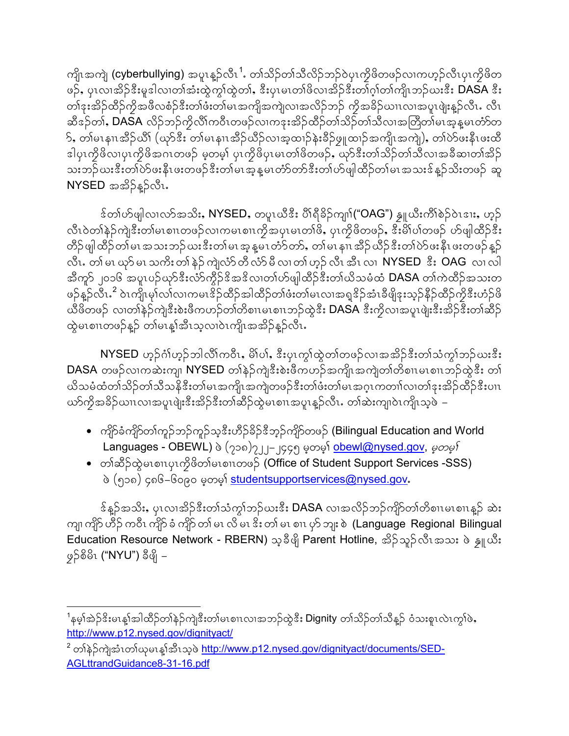ကျိၤအကျဲ (cyberbullying) အပူၤန့ၣ်လီၤ[1]. တၢ်သိၣ်တၢ်သိလိၣ်ဘၣ်ဝဲပှၤကွိဖိတဖၣ်လၢကဟ့ၣ်လီၤပှၤကွိဖိတဖၣ်, ပှၤလၢအိၣ်ဒီးမူဒါလၢတၢ်အံးတွဲကွၢ်ထွဲတၢ်, ဒီးပှၤမၤတၢ်ဖိလၢအိၣ်ဒီးတၢ်ဂ့ၢ်တၢ်ကျိၤဘၣ်ယးဒီး DASA ဒီး တၢ်ဒုးအိၣ်ထိၣ်ကွဲအဖီလစံၣ်ဒီးတၢ်ဖံးတၢ်မၤအကျိၤအကျဲလၢအလိၣ်ဘၣ် ကွဲအခိၣ်ဃၢၤလၢအပူၤဖျဲးန့ၣ်လီၤ. လီၤဆီၣ်တၢ်, DASA လိၣ်ဘၣ်ကွဲလိၢ်ကဝီၤတဖၣ်လၢကဒုးအိၣ်ထိၣ်တၢ်သိၣ်တၢ်သီလၢအတြီတၢ်မၤအ့နမၤတံာ်တၢ်, တၢ်မၤနၢၤအိၣ်ဃိၢ် (ယှာ်ဒီး တၢ်မၤနၢၤအိၣ်ဃိၣ်လၢအ့ထၢၣ်နဲးခိၣ်ဖှူထၢၣ်အကျိၤအကျဲ), တၢ်ပဲာ်ဖးနီၤဖးထီ ဒါပှၤကွိဖိလၢပှၤကွိဖိအဂၤတဖၣ် မ့တမ့ၢ် ပှၤကွိဖိပှၤမၤတၢ်ဖိတဖၣ်, ယှာ်ဒီးတၢ်သိၣ်တၢ်သီလၢအခီဆၢတၢ်အိၣ်သးဘၣ်ယးဒီးတၢ်ပဲာ်ဖးနီၤဖးတဖၣ်ဒီးတၢ်မၤအ့နမၤတံာ်တာ်ဒီးတၢ်ဟ်ဖျါထိၣ်တၢ်မၤအသးဒ်နၣ်သိးတဖၣ် ဆူ NYSED အအိၣ်န့ၣ်လီၤ.

ဒ်တၢ်ဟ်ဖျါလၢလာ်အသိး, NYSED, တပူၤဃီဒီး ပီၢ်ရီခိၣ်ကျၢ်("OAG") နူၤယီးကီၢ်စဲၣ်ဝဲၤဒၢး, ဟ့ၣ်လီၤဝဲတၢ်နဲၣ်ကျဲဒီးတၢ်မၤစၢၤတဖၣ်လၢကမၤစၢၤကွဲအပှၤမၤတၢ်ဖိ, ပှၤကွိဖိတဖၣ်, ဒီးမိၢ်ပၢ်တဖၣ် ဟ်ဖျါထိၣ်ဒီးတိၣ်ဖျါထိၣ်တၢ်မၤအသးဘၣ်ယးဒီးတၢ်မၤအ့နမၤတံာ်တာ်, တၢ်မၤနၢၤအိၣ်ဃိၣ်ဒီးတၢ်ပဲာ်ဖးနီၤဖးတဖၣ်န့ၣ်လီၤ. တၢ်မၤယှာ်မၤသကိးတၢ်နဲၣ်ကျဲလံာ်တီလံာ်မီလၢတၢ်ဟ့ၣ်လီၤအီၤလၢ NYSED ဒီး OAG လၢလါအီကူာ် ၂၀၁၆ အပူၤပၣ်ယှာ်ဒီးလံာ်ကွိၣ်ဒိအဒိလၢတၢ်ဟ်ဖျါထိၣ်ဒီးတၢ်ယိသမံထံ DASA တၢ်ကဲထိၣ်အသးတဖၣ်န့ၣ်လီၤ.[2] ဝဲၤကျိၤမ့ၢ်လၢ်လၢကမၤဒိၣ်ထိၣ်အါထိၣ်တၢ်ဖံးတၢ်မၤလၢအရှ့ဒိၣ်အံၤခီဖျိဒုးသ့ၣ်နီၣ်ထိၣ်ကွဲဒီးဟံၣ်ဖိယီဖိတဖၣ် လၢတၢ်နဲၣ်ကျဲဒီးစဲးဖီကဟၣ်တၢ်တိစၢၤမၤစၢၤဘၣ်ထွဲဒီး DASA ဒီးကွဲလၢအပူၤဖျဲးဒီးအိၣ်ဒီးတၢ်ဆိၣ်ထွဲမၤစၢၤတဖၣ်န့ၣ် တၢ်မၤန့ၢ်အီၤသ့လၢဝဲၤကျိၤအအိၣ်န့ၣ်လီၤ.

NYSED ဟ့ၣ်ဂံၢ်ဟ့ၣ်ဘါလိၢ်ကဝီၤ, မိၢ်ပၢ်, ဒီးပှၤကွၢ်ထွဲတၢ်တဖၣ်လၢအအိၣ်ဒီးတၢ်သံကွၢ်ဘၣ်ယးဒီး DASA တဖၣ်လၢကဆဲးကျၢ NYSED တၢ်နဲၣ်ကျဲဒီးစဲးဖီကဟၣ်အကျိၤအကျဲတၢ်တိစၢၤမၤစၢၤဘၣ်ထွဲဒီး တၢ်ယိသမံထံတၢ်သိၣ်တၢ်သီသနိၣ်ဒီးတၢ်မၤအကျိၤအကျဲတဖၣ်ဒီးတၢ်ဖံးတၢ်မၤအဂ့ၤကတၢၢ်လၢတၢ်ဒုးအိၣ်ထိၣ်ဒီးပၢၤယာ်ကွဲအခိၣ်ဃၢၤလၢအပူၤဖျဲးဒီးအိၣ်ဒီးတၢ်ဆိၣ်ထွဲမၤစၢၤအပူၤန့ၣ်လီၤ. တၢ်ဆဲးကျၢဝဲၤကျိၤသ့ဖဲ –

- ကျိာ်ခံကျိာ်တၢ်ကူၣ်ဘၣ်ကူၣ်သ့ဒီးဟိၣ်ခိၣ်ဒီဘ့ၣ်ကျိာ်တဖၣ် (Bilingual Education and World Languages - OBEWL) ဖဲ (၇၁၈)၇၂၂–၂၄၄၅ မ့တမ့ၢ် obewl@nysed.gov, *မ့တမ့ၢ်*
- တၢ်ဆိၣ်ထွဲမၤစၢၤပှၤကွိဖိတၢ်မၤစၢၤတဖၣ် (Office of Student Support Services -SSS) ဖဲ (၅၁၈) ၄၈၆–၆၀၉၀ မ့တမ့ၢ် studentsupportservices@nysed.gov.

ဒ်နၣ်အသိး, ပှၤလၢအိၣ်ဒီးတၢ်သံကွၢ်ဘၣ်ယးဒီး DASA လၢအလိၣ်ဘၣ်ကျိာ်တၢ်တိစၢၤမၤစၢၤန့ၣ် ဆဲးကျၢကျိာ်ဟိၣ်ကဝီၤကျိာ်ခံကျိာ်တၢ်မၤလိမၤဒီးတၢ်မၤစၢၤပှာ်ဘျးစဲ (Language Regional Bilingual Education Resource Network - RBERN) သ့ခီဖျိ Parent Hotline, အိၣ်သ့ၣ်လီၤအသး ဖဲ နူၤယီးဖ့ၣ်စိမိၤ ("NYU") ခီဖျိ –

---

[1] နမ့ၢ်အဲၣ်ဒိးမၤန့ၢ်အါထိၣ်တၢ်နဲၣ်ကျဲဒီးတၢ်မၤစၢၤလၢအဘၣ်ထွဲဒီး Dignity တၢ်သိၣ်တၢ်သီန့ၣ် ဝံသးစူၤလဲၤကွၢ်ဖဲ, http://www.p12.nysed.gov/dignityact/

[2] တၢ်နဲၣ်ကျဲအံၤတၢ်ယုမၤန့ၢ်အီၤသ့ဖဲ http://www.p12.nysed.gov/dignityact/documents/SED-AGLttrandGuidance8-31-16.pdf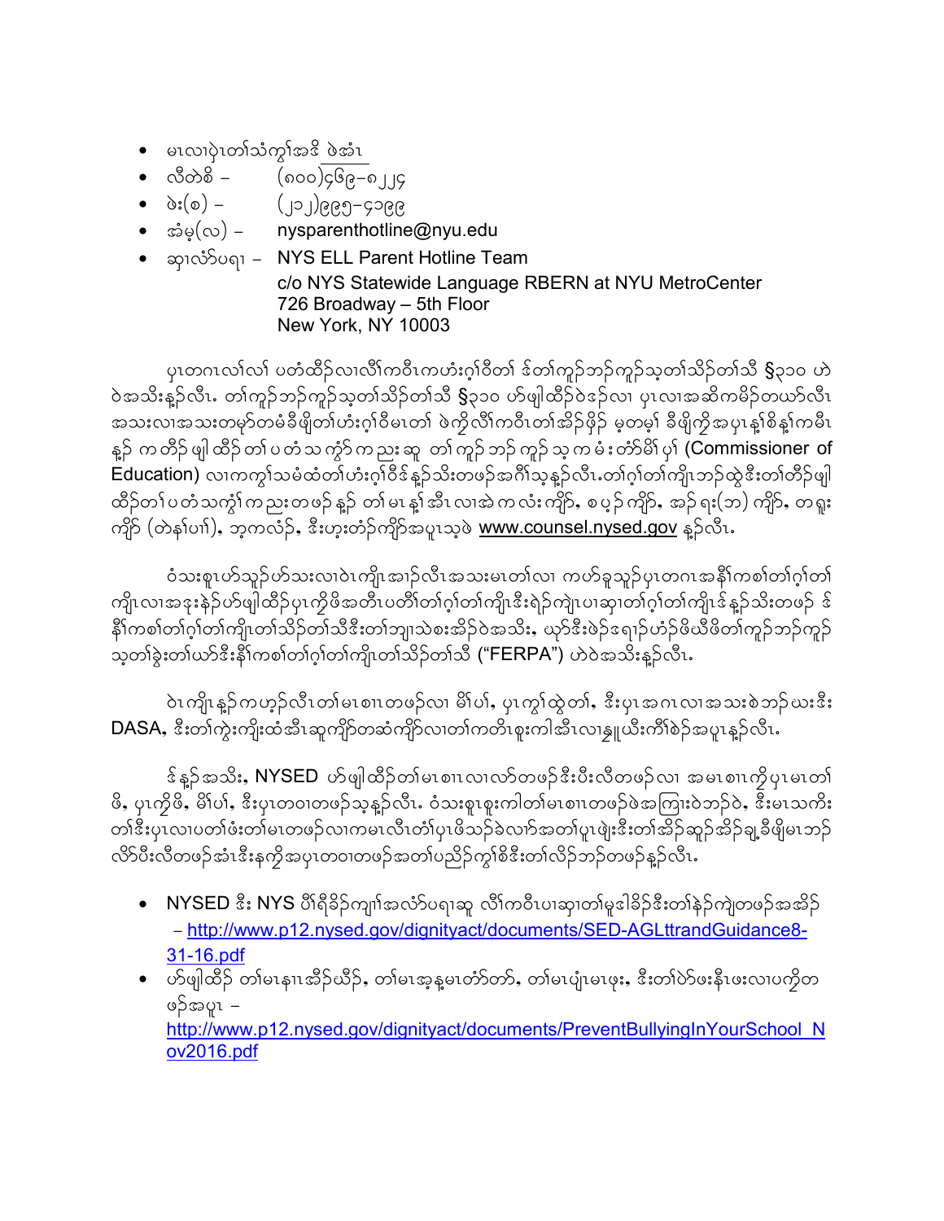- မၤလၢပှဲၤတၢ်သံကွၢ်အဒိ ဖဲအံၤ
- လီတဲစိ –  (၈၀၀)၄၆၉–၈၂၂၄
- ဖဲး(စ) –  (၂၁၂)၉၉၅–၄၁၉၉
- အံမ့(လ) –  nysparenthotline@nyu.edu
- ဆှၢလံာ်ပရၢ – NYS ELL Parent Hotline Team
  c/o NYS Statewide Language RBERN at NYU MetroCenter
  726 Broadway – 5th Floor
  New York, NY 10003

ပှၤတဂၤလၢ်လၢ် ပတံထိဉ်လၢလီၢ်ကဝီၤကဟံးဂ့ၢ်ဝီတၢ် ဒ်တၢ်ကူဉ်ဘဉ်ကူဉ်သ့တၢ်သိဉ်တၢ်သီ §၃၁၀ ဟဲဖဲအသိးန့ဉ်လီၤ. တၢ်ကူဉ်ဘဉ်ကူဉ်သ့တၢ်သိဉ်တၢ်သီ §၃၁၀ ဟ်ဖျါထိဉ်ဖဲ၄ဉ်လၢ ပှၤလၢအဆိကမိဉ်တယာ်လီၤအသးလၢအသးတမ့ာ်တမံခီဖျိတၢ်ဟံးဂ့ၢ်ဝီမၤတၢ် ဖဲကွဲလီၢ်ကဝီၤတၢ်အိဉ်ဖှိဉ် မ့တမ့ၢ် ခီဖျိကွဲအပှၤနဲ့စိနဲ့ကမီၤနဲ့ ကတီဉ် ဖျါထိဉ်တၢ်ပတံသကွံာ်ကညးဆူ တၢ်ကူဉ်ဘဉ်ကူဉ်သ့ကမံးတံာ်မိၢ်ပှၢ် (Commissioner of Education) လၢကကွၢ်သမံထံတၢ်ဟံးဂ့ၢ်ဝီဒ်နဲ့ဉ်သိးတဖဉ်အဂီၢ်သ့နဲ့ဉ်လီၤ.တၢ်ဂ့ၢ်တၢ်ကျိၤဘဉ်ထွဲဒီးတၢ်တိဉ်ဖျါထိဉ်တၢ်ပတံသကွံာ်ကညးတဖဉ်နဲ့ဉ် တၢ်မၤနဲ့အီၤလၢအဲကလံးကျိာ်, စပ့ဉ်ကျိာ်, အဉ်ရး(ဘ)ကျိာ်, တရူးကျိာ် (တဲနၢ်ပၢၢ်), ဘ့ကလံဉ်, ဒီးဟ့းတံဉ်ကျိာ်အပူၤသ့ဖဲ www.counsel.nysed.gov နဲ့ဉ်လီၤ.

ဝံသးစူၤဟ်သူဉ်ဟ်သးလၢဝဲၤကျိၤအၢဉ်လီၤအသးမၤတၢ်လၢ ကဟ်ခူသူဉ်ပှၤတဂၤအနီၢ်ကစၢ်တၢ်ဂ့ၢ်တၢ်ကျိၤလၢအဒုးနဲဉ်ဟ်ဖျါထိဉ်ပှၤကွဲဖိအတီၤပတီၢ်တၢ်ဂ့ၢ်တၢ်ကျိၤဒီးရဲဉ်ကျဲၤပၢဆှၢတၢ်ဂ့ၢ်တၢ်ကျိၤဒ်နဲ့ဉ်သိးတဖဉ် ဒ်နီၢ်ကစၢ်တၢ်ဂ့ၢ်တၢ်ကျိၤတၢ်သိဉ်တၢ်သီဒီးတၢ်ဘျၢသဲစးအိဉ်ဝဲအသိး, ယှာ်ဒီးဖဲဉ်ဒရဉ်ဟံဉ်ဖိဃီဖိတၢ်ကူဉ်ဘဉ်ကူဉ်သ့တၢ်ခွဲးတၢ်ယာ်ဒီးနီၢ်ကစၢ်တၢ်ဂ့ၢ်တၢ်ကျိၤတၢ်သိဉ်တၢ်သီ ("FERPA") ဟဲဖဲအသိးနဲ့ဉ်လီၤ.

ဝဲၤကျိၤနဲ့ဉ်ကဟ့ဉ်လီၤတၢ်မၤစၢၤတဖဉ်လၢ မိၢ်ပၢ်, ပှၤကွၢ်ထွဲတၢ်, ဒီးပှၤအဂၤလၢအသးစဲဘဉ်ယးဒီး DASA, ဒီးတၢ်ကွဲးကျိးထံအီၤဆူကျိာ်တဆံကျိာ်လၢတၢ်ကတိၤစူးကါအီၤလၢနျူယီးကိၢ်စဲဉ်အပူၤနဲ့ဉ်လီၤ.

ဒ်နဲ့ဉ်အသိး, NYSED ဟ်ဖျါထိဉ်တၢ်မၤစၢၤလၢလာ်တဖဉ်ဒီးဝီးလီတဖဉ်လၢ အမၤစၢၤကွဲပှၤမၤတၢ်ဖိ, ပှၤကွဲဖိ, မိၢ်ပၢ်, ဒီးပှၤတဝၢတဖဉ်သ့နဲ့ဉ်လီၤ. ဝံသးစူၤစူးကါတၢ်မၤစၢၤတဖဉ်ဖဲအကြၢးဝဲဘဉ်ဝဲ, ဒီးမၤသကိးတၢ်ဒီးပှၤလၢပတၢ်ဖံးတၢ်မၤတဖဉ်လၢကမၤလီၤတံၢ်ပှၤဖိသဉ်ခဲလၢာ်အတၢ်ပူၤဖျဲးဒီးတၢ်အိဉ်ဆူဉ်အိဉ်ချ့ခီဖျိမၤဘဉ်လိာ်ပီးလီတဖဉ်အံၤဒီးနကွဲအပှၤတဝၢတဖဉ်အတၢ်ပညိဉ်ကွၢ်စိဒီးတၢ်လိဉ်ဘဉ်တဖဉ်နဲ့ဉ်လီၤ.

- NYSED ဒီး NYS ပီၢ်ရီခိဉ်ကျၢ်အလံာ်ပရၢဆူ လီၢ်ကဝီၤပၢဆှၢတၢ်မူဒါခိဉ်ဒီးတၢ်နဲဉ်ကျဲတဖဉ်အအိဉ် – http://www.p12.nysed.gov/dignityact/documents/SED-AGLttrandGuidance8-31-16.pdf
- ဟ်ဖျါထိဉ် တၢ်မၤနၢၤအိဉ်ဃိဉ်, တၢ်မၤအ့နမၤတံာ်တာ်, တၢ်မၤပျံၤမၤဖုး, ဒီးတၢ်ပာ်ဖးနီၤဖးလၢပကွဲတဖဉ်အပူၤ – http://www.p12.nysed.gov/dignityact/documents/PreventBullyingInYourSchool_Nov2016.pdf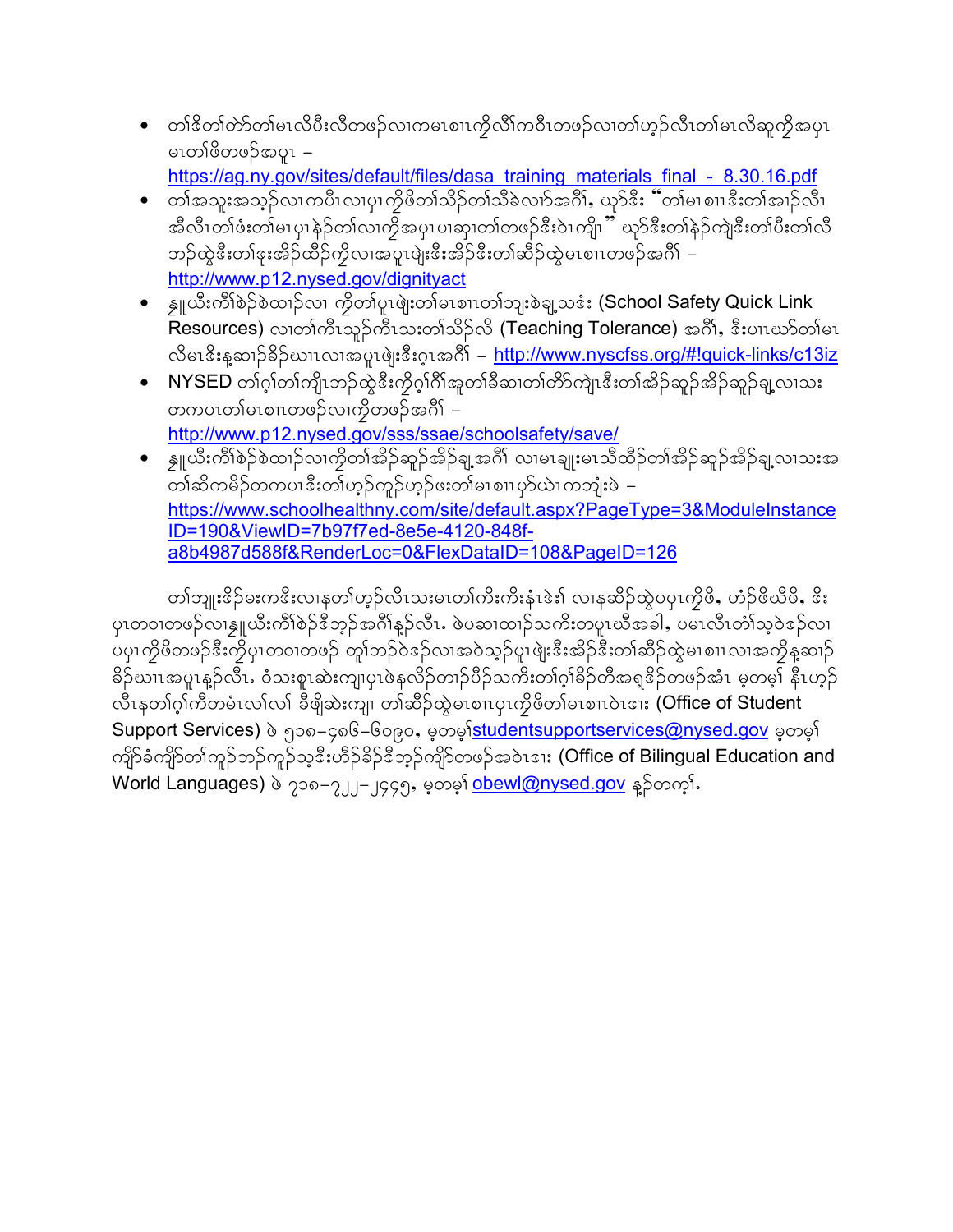- တၢ်ဒိတၢ်တဲာ်တၢ်မၤလိပီးလီတဖဉ်လၢကမၤစၢၤကိုလိၢ်ကဝီၤတဖဉ်လၢတၢ်ဟ့ဉ်လီၤတၢ်မၤလိဆူကိုအပှၤမၤတၢ်ဖိတဖဉ်အပူၤ – https://ag.ny.gov/sites/default/files/dasa_training_materials_final_-_8.30.16.pdf
- တၢ်အသုးအသ့ဉ်လၢကပီၤလၢပှၤကိုဖိတၢ်သိဉ်တၢ်သီခဲလၢာ်အဂီၢ်, ယှာ်ဒီး "တၢ်မၤစၢၤဒီးတၢ်အၢဉ်လီၤအီလီၤတၢ်ဖံးတၢ်မၤပှၤနဲ့ဉ်တၢ်လၢကိုအပှၤပၢဆှၢတၢ်တဖဉ်ဒီးဝဲၤကျိၤ" ယှာ်ဒီးတၢ်နဲဉ်ကျဲဒီးတၢ်ပီးတၢ်လီဘဉ်ထွဲဒီးတၢ်ဒုးအိဉ်ထီဉ်ကိုလၢအပူၤဖျံးဒီးအိဉ်ဒီးတၢ်ဆိဉ်ထွဲမၤစၢၤတဖဉ်အဂီၢ် – http://www.p12.nysed.gov/dignityact
- နျူယီးကီၢ်စဲဉ်စထၢဉ်လၢ ကိုတၢ်ပူၤဖျံးတၢ်မၤစၢၤတၢ်ဘျးစဲချ့သ့ဒံး (School Safety Quick Link Resources) လၢတၢ်ကီၤသူဉ်ကီၤသးတၢ်သိဉ်လိ (Teaching Tolerance) အဂီၢ်, ဒီးပၢၤယာ်တၢ်မၤလိမၤဒိးနဲ့ဆၢဉ်ခိဉ်ယၢၤလၢအပူၤဖျံးဒီးဂ့ၤအဂီၢ် – http://www.nyscfss.org/#!quick-links/c13iz
- NYSED တၢ်ဂ့ၢ်တၢ်ကျိၤဘဉ်ထွဲဒီးကိုဂ့ၢ်ဂီၢ်အူတၢ်ခီဆၢတၢ်တိာ်ကျဲၤဒီးတၢ်အိဉ်ဆူဉ်အိဉ်ဆူဉ်ချ့လၢသးတကပၤတၢ်မၤစၢၤတဖဉ်လၢကိုတဖဉ်အဂီၢ် – http://www.p12.nysed.gov/sss/ssae/schoolsafety/save/
- နျူယီးကီၢ်စဲဉ်စထၢဉ်လၢကိုတၢ်အိဉ်ဆူဉ်အိဉ်ချ့အဂီၢ် လၢမၤချူးမၤသီထီဉ်တၢ်အိဉ်ဆူဉ်အိဉ်ချ့လၢသးအတၢ်ဆိကမိဉ်တကပၤဒီးတၢ်ဟ့ဉ်ကူဉ်ဟ့ဉ်ဖးတၢ်မၤစၢၤဟ်ယဲၤကဘျံးဖဲ – https://www.schoolhealthny.com/site/default.aspx?PageType=3&ModuleInstanceID=190&ViewID=7b97f7ed-8e5e-4120-848f-a8b4987d588f&RenderLoc=0&FlexDataID=108&PageID=126

တၢ်ဘျုးဒိဉ်မးကဒီးလၢနတၢ်ဟ့ဉ်လီၤသးမၤတၢ်ကီးကီးနံၤဒဲး၏ လၢနဆိဉ်ထွဲပပှၤကိုဖိ, ဟံဉ်ဖိယီဖိ, ဒီးပှၤတဝၢတဖဉ်လၢနျူယီးကီၢ်စဲဉ်ဒိဘ့ဉ်အဂီၢ်နှဉ်လီၤ. ဖဲပဆၢထၢဉ်သကိးတပူၤဃီအခါ, ပမၤလီၤတံၢ်သ့ဝဲဒ်လၢပပှၤကိုဖိတဖဉ်ဒီးကိုပှၤတဝၢတဖဉ် တူၢ်ဘဉ်ဝဲဒ်လၢအဝဲသ့ဉ်ပူၤဖျံးဒီးအိဉ်ဒီးတၢ်ဆိဉ်ထွဲမၤစၢၤလၢအကိုနဲ့ဆၢဉ်ခိဉ်ယၢၤအပူၤနှဉ်လီၤ. ဝံသးစူၤဆဲးကျၢပှၤဖဲနလိဉ်တၢဉ်ပီဉ်သကိးတၢ်ဂ့ၢ်ခိဉ်တီအရှၤဒိဉ်တဖဉ်အံၤ မ့တမ့ၢ် နီၤဟ့ဉ်လီၤနတၢ်ဂ့ၢ်ကီတမံၤလၢ်လၢ် ခီဖျိဆဲးကျၢ တၢ်ဆိဉ်ထွဲမၤစၢၤပှၤကိုဖိတၢ်မၤစၢၤဝဲၤဒၢး (Office of Student Support Services) ဖဲ ၅၁၈–၄၈၆–၆၀၉၀, မ့တမ့ၢ် studentsupportservices@nysed.gov မ့တမ့ၢ် ကျိာ်ခံကျိာ်တၢ်ကူဉ်ဘဉ်ကူဉ်သ့ဒီးဟိဉ်ခိဉ်ဒိဘ့ဉ်ကျိာ်တဖဉ်အဝဲၤဒၢး (Office of Bilingual Education and World Languages) ဖဲ ၇၁၈–၇၂၂–၂၄၄၅, မ့တမ့ၢ် obewl@nysed.gov နှဉ်တက့ၢ်.